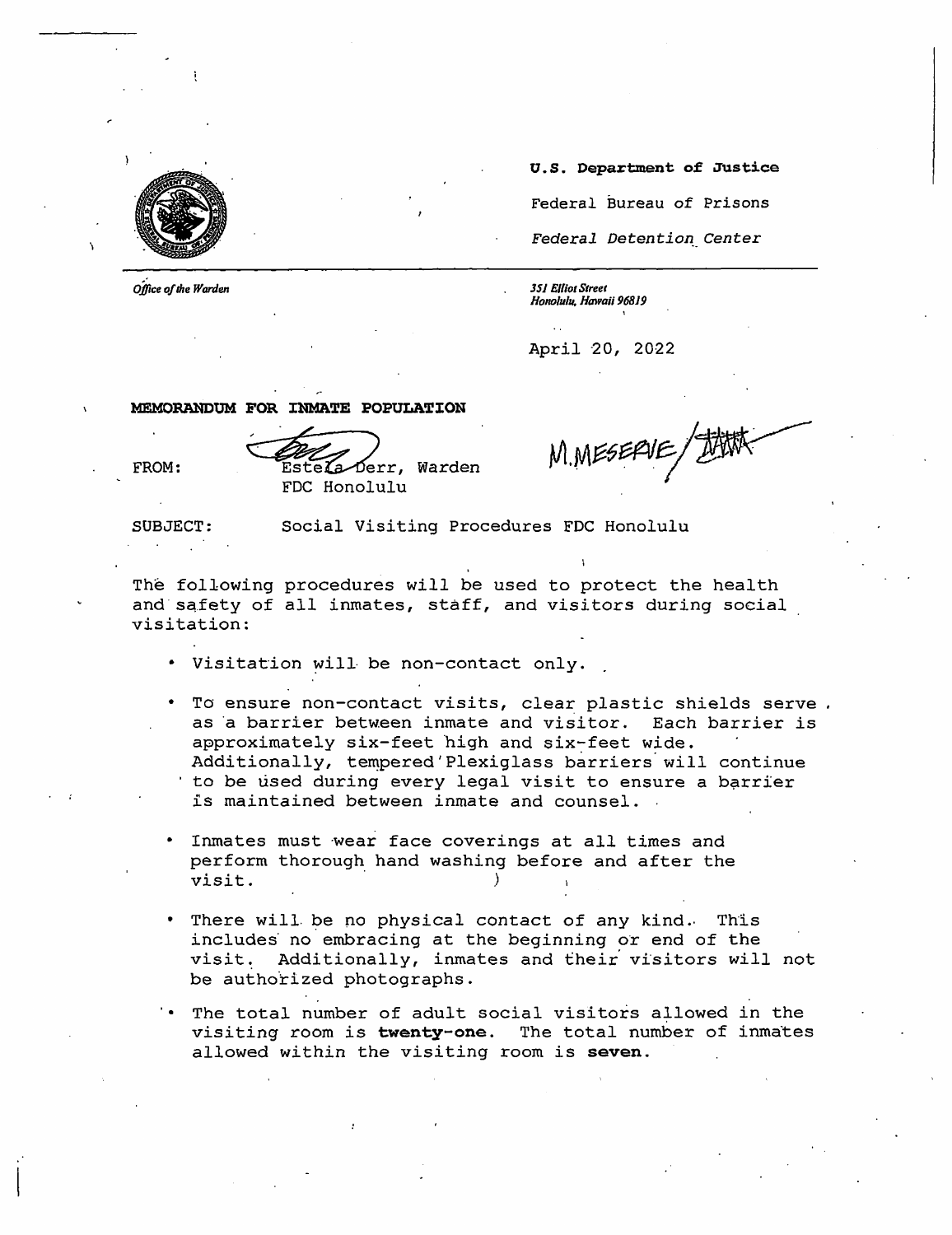**U.S. Department of Justice**

Federal Bureau of Prisons

*Federal Detention Center*

*Office of the Warden*

*351 Elliot Street*
*Honolulu, Hawaii 96819*

April 20, 2022

**MEMORANDUM FOR INMATE POPULATION**

FROM: Estela Derr, Warden
FDC Honolulu

M.MESERVE/

SUBJECT: Social Visiting Procedures FDC Honolulu

The following procedures will be used to protect the health and safety of all inmates, staff, and visitors during social visitation:

- Visitation will be non-contact only.

- To ensure non-contact visits, clear plastic shields serve as a barrier between inmate and visitor. Each barrier is approximately six-feet high and six-feet wide. Additionally, tempered Plexiglass barriers will continue to be used during every legal visit to ensure a barrier is maintained between inmate and counsel.

- Inmates must wear face coverings at all times and perform thorough hand washing before and after the visit.

- There will be no physical contact of any kind. This includes no embracing at the beginning or end of the visit. Additionally, inmates and their visitors will not be authorized photographs.

- The total number of adult social visitors allowed in the visiting room is **twenty-one**. The total number of inmates allowed within the visiting room is **seven**.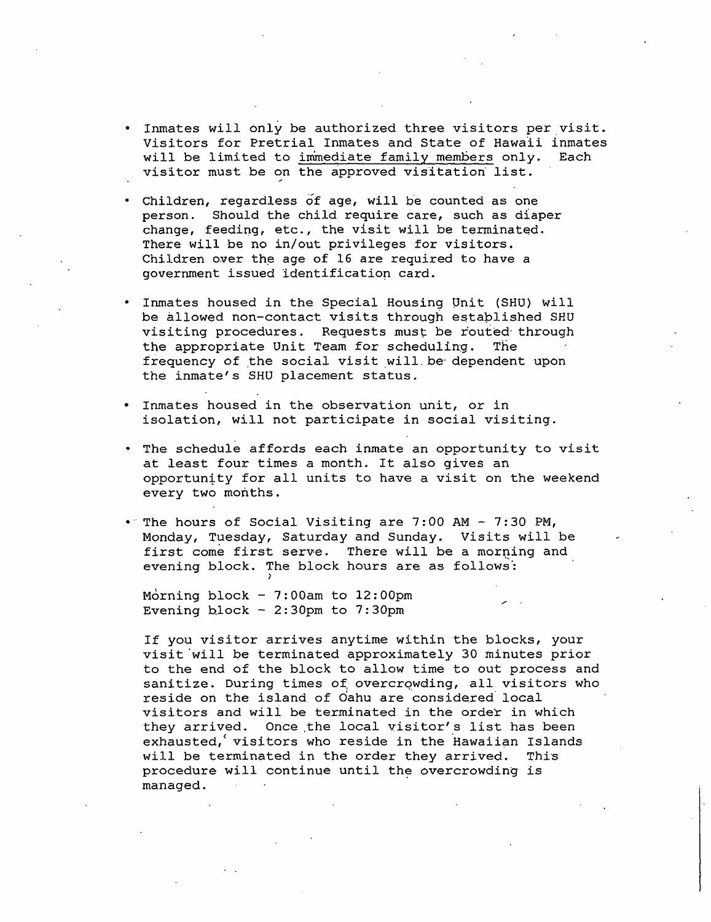- Inmates will only be authorized three visitors per visit. Visitors for Pretrial Inmates and State of Hawaii inmates will be limited to immediate family members only. Each visitor must be on the approved visitation list.

- Children, regardless of age, will be counted as one person. Should the child require care, such as diaper change, feeding, etc., the visit will be terminated. There will be no in/out privileges for visitors. Children over the age of 16 are required to have a government issued identification card.

- Inmates housed in the Special Housing Unit (SHU) will be allowed non-contact visits through established SHU visiting procedures. Requests must be routed through the appropriate Unit Team for scheduling. The frequency of the social visit will be dependent upon the inmate's SHU placement status.

- Inmates housed in the observation unit, or in isolation, will not participate in social visiting.

- The schedule affords each inmate an opportunity to visit at least four times a month. It also gives an opportunity for all units to have a visit on the weekend every two months.

- The hours of Social Visiting are 7:00 AM - 7:30 PM, Monday, Tuesday, Saturday and Sunday. Visits will be first come first serve. There will be a morning and evening block. The block hours are as follows:

  Morning block - 7:00am to 12:00pm
  Evening block - 2:30pm to 7:30pm

  If you visitor arrives anytime within the blocks, your visit will be terminated approximately 30 minutes prior to the end of the block to allow time to out process and sanitize. During times of overcrowding, all visitors who reside on the island of Oahu are considered local visitors and will be terminated in the order in which they arrived. Once the local visitor's list has been exhausted, visitors who reside in the Hawaiian Islands will be terminated in the order they arrived. This procedure will continue until the overcrowding is managed.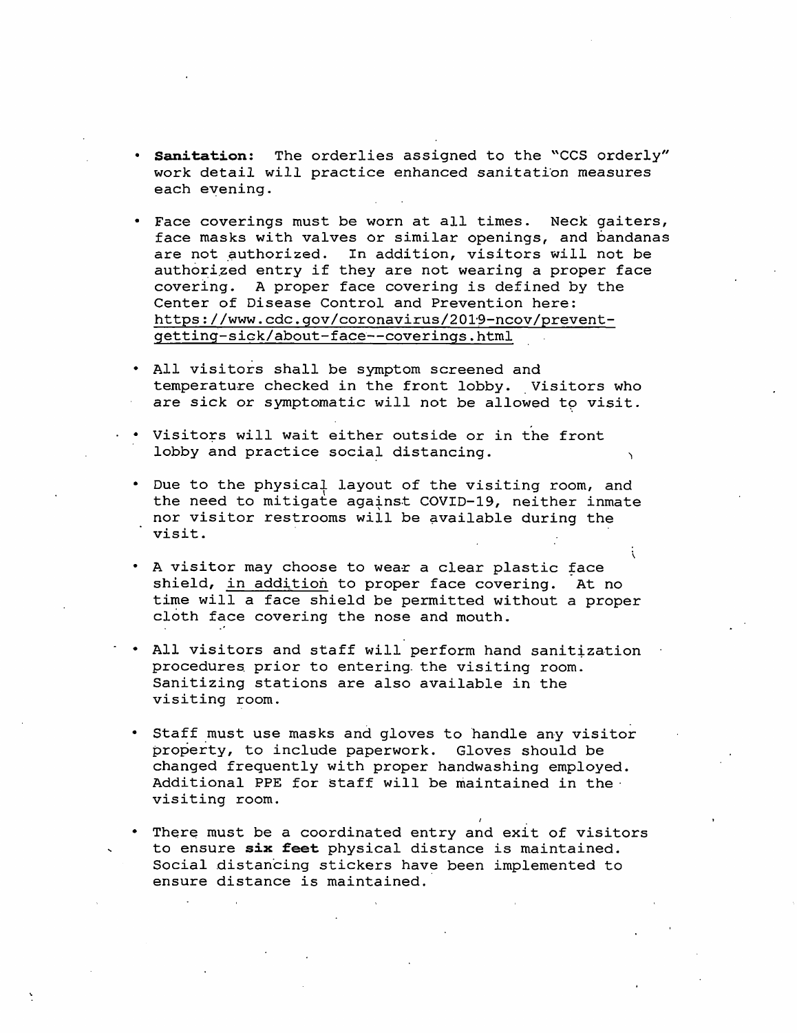- **Sanitation:** The orderlies assigned to the "CCS orderly" work detail will practice enhanced sanitation measures each evening.

- Face coverings must be worn at all times. Neck gaiters, face masks with valves or similar openings, and bandanas are not authorized. In addition, visitors will not be authorized entry if they are not wearing a proper face covering. A proper face covering is defined by the Center of Disease Control and Prevention here: https://www.cdc.gov/coronavirus/2019-ncov/prevent-getting-sick/about-face--coverings.html

- All visitors shall be symptom screened and temperature checked in the front lobby. Visitors who are sick or symptomatic will not be allowed to visit.

- Visitors will wait either outside or in the front lobby and practice social distancing.

- Due to the physical layout of the visiting room, and the need to mitigate against COVID-19, neither inmate nor visitor restrooms will be available during the visit.

- A visitor may choose to wear a clear plastic face shield, in addition to proper face covering. At no time will a face shield be permitted without a proper cloth face covering the nose and mouth.

- All visitors and staff will perform hand sanitization procedures prior to entering the visiting room. Sanitizing stations are also available in the visiting room.

- Staff must use masks and gloves to handle any visitor property, to include paperwork. Gloves should be changed frequently with proper handwashing employed. Additional PPE for staff will be maintained in the visiting room.

- There must be a coordinated entry and exit of visitors to ensure **six feet** physical distance is maintained. Social distancing stickers have been implemented to ensure distance is maintained.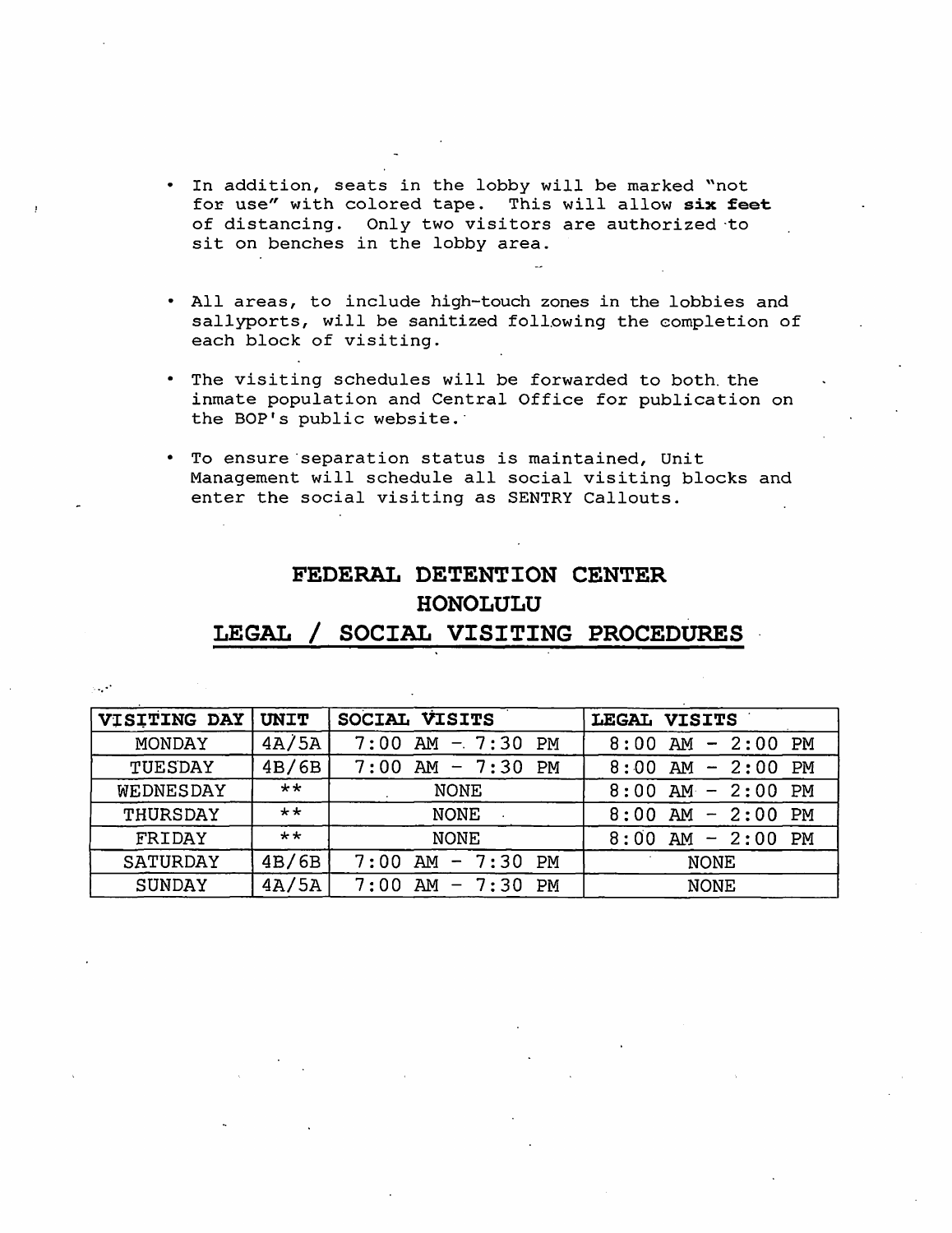- In addition, seats in the lobby will be marked "not for use" with colored tape. This will allow **six feet** of distancing. Only two visitors are authorized to sit on benches in the lobby area.

- All areas, to include high-touch zones in the lobbies and sallyports, will be sanitized following the completion of each block of visiting.

- The visiting schedules will be forwarded to both the inmate population and Central Office for publication on the BOP's public website.

- To ensure separation status is maintained, Unit Management will schedule all social visiting blocks and enter the social visiting as SENTRY Callouts.

## FEDERAL DETENTION CENTER HONOLULU

## LEGAL / SOCIAL VISITING PROCEDURES

| VISITING DAY | UNIT | SOCIAL VISITS | LEGAL VISITS |
|---|---|---|---|
| MONDAY | 4A/5A | 7:00 AM - 7:30 PM | 8:00 AM - 2:00 PM |
| TUESDAY | 4B/6B | 7:00 AM - 7:30 PM | 8:00 AM - 2:00 PM |
| WEDNESDAY | ** | NONE | 8:00 AM - 2:00 PM |
| THURSDAY | ** | NONE | 8:00 AM - 2:00 PM |
| FRIDAY | ** | NONE | 8:00 AM - 2:00 PM |
| SATURDAY | 4B/6B | 7:00 AM - 7:30 PM | NONE |
| SUNDAY | 4A/5A | 7:00 AM - 7:30 PM | NONE |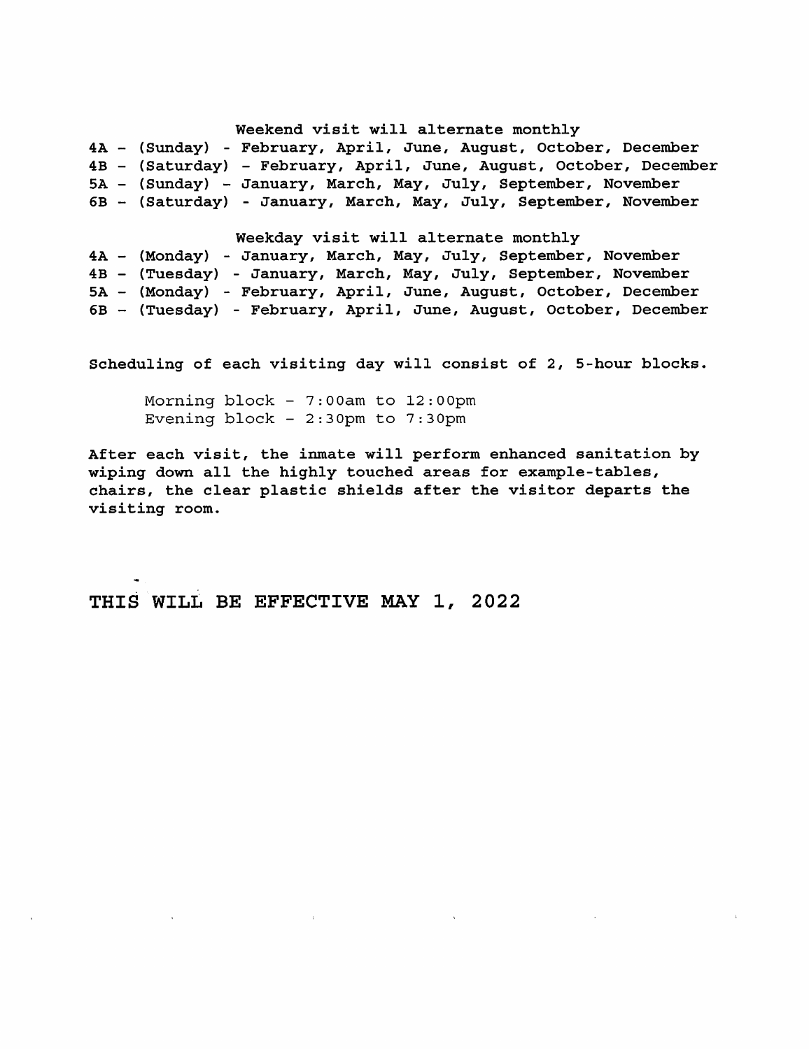**Weekend visit will alternate monthly**

**4A - (Sunday) - February, April, June, August, October, December**
**4B - (Saturday) - February, April, June, August, October, December**
**5A - (Sunday) - January, March, May, July, September, November**
**6B - (Saturday) - January, March, May, July, September, November**

**Weekday visit will alternate monthly**

**4A - (Monday) - January, March, May, July, September, November**
**4B - (Tuesday) - January, March, May, July, September, November**
**5A - (Monday) - February, April, June, August, October, December**
**6B - (Tuesday) - February, April, June, August, October, December**

**Scheduling of each visiting day will consist of 2, 5-hour blocks.**

Morning block - 7:00am to 12:00pm
Evening block - 2:30pm to 7:30pm

**After each visit, the inmate will perform enhanced sanitation by wiping down all the highly touched areas for example-tables, chairs, the clear plastic shields after the visitor departs the visiting room.**

**THIS WILL BE EFFECTIVE MAY 1, 2022**